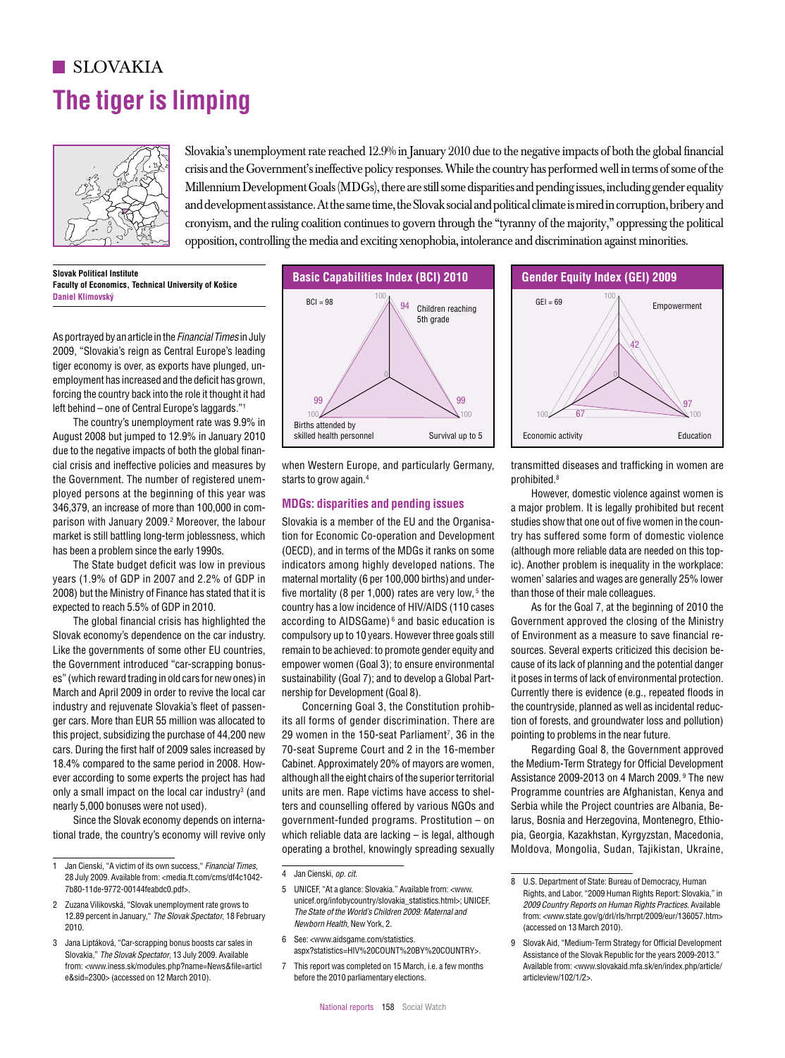# SLOVAKIA

# The tiger is limping

Slovakia's unemployment rate reached 12.9% in January 2010 due to the negative impacts of both the global financial crisis and the Government's ineffective policy responses. While the country has performed well in terms of some of the Millennium Development Goals (MDGs), there are still some disparities and pending issues, including gender equality and development assistance. At the same time, the Slovak social and political climate is mired in corruption, bribery and cronyism, and the ruling coalition continues to govern through the "tyranny of the majority," oppressing the political opposition, controlling the media and exciting xenophobia, intolerance and discrimination against minorities.

**Slovak Political Institute**
**Faculty of Economics, Technical University of Košice**
**Daniel Klimovský**

**Basic Capabilities Index (BCI) 2010**

BCI = 98

| Indicator | Value |
| --- | --- |
| Children reaching 5th grade | 94 |
| Survival up to 5 | 99 |
| Births attended by skilled health personnel | 99 |

**Gender Equity Index (GEI) 2009**

GEI = 69

| Indicator | Value |
| --- | --- |
| Empowerment | 42 |
| Education | 97 |
| Economic activity | 67 |

As portrayed by an article in the *Financial Times* in July 2009, "Slovakia's reign as Central Europe's leading tiger economy is over, as exports have plunged, unemployment has increased and the deficit has grown, forcing the country back into the role it thought it had left behind – one of Central Europe's laggards."[1]

The country's unemployment rate was 9.9% in August 2008 but jumped to 12.9% in January 2010 due to the negative impacts of both the global financial crisis and ineffective policies and measures by the Government. The number of registered unemployed persons at the beginning of this year was 346,379, an increase of more than 100,000 in comparison with January 2009.[2] Moreover, the labour market is still battling long-term joblessness, which has been a problem since the early 1990s.

The State budget deficit was low in previous years (1.9% of GDP in 2007 and 2.2% of GDP in 2008) but the Ministry of Finance has stated that it is expected to reach 5.5% of GDP in 2010.

The global financial crisis has highlighted the Slovak economy's dependence on the car industry. Like the governments of some other EU countries, the Government introduced "car-scrapping bonuses" (which reward trading in old cars for new ones) in March and April 2009 in order to revive the local car industry and rejuvenate Slovakia's fleet of passenger cars. More than EUR 55 million was allocated to this project, subsidizing the purchase of 44,200 new cars. During the first half of 2009 sales increased by 18.4% compared to the same period in 2008. However according to some experts the project has had only a small impact on the local car industry[3] (and nearly 5,000 bonuses were not used).

Since the Slovak economy depends on international trade, the country's economy will revive only when Western Europe, and particularly Germany, starts to grow again.[4]

## MDGs: disparities and pending issues

Slovakia is a member of the EU and the Organisation for Economic Co-operation and Development (OECD), and in terms of the MDGs it ranks on some indicators among highly developed nations. The maternal mortality (6 per 100,000 births) and under-five mortality (8 per 1,000) rates are very low,[5] the country has a low incidence of HIV/AIDS (110 cases according to AIDSGame)[6] and basic education is compulsory up to 10 years. However three goals still remain to be achieved: to promote gender equity and empower women (Goal 3); to ensure environmental sustainability (Goal 7); and to develop a Global Partnership for Development (Goal 8).

Concerning Goal 3, the Constitution prohibits all forms of gender discrimination. There are 29 women in the 150-seat Parliament[7], 36 in the 70-seat Supreme Court and 2 in the 16-member Cabinet. Approximately 20% of mayors are women, although all the eight chairs of the superior territorial units are men. Rape victims have access to shelters and counselling offered by various NGOs and government-funded programs. Prostitution – on which reliable data are lacking – is legal, although operating a brothel, knowingly spreading sexually transmitted diseases and trafficking in women are prohibited.[8]

However, domestic violence against women is a major problem. It is legally prohibited but recent studies show that one out of five women in the country has suffered some form of domestic violence (although more reliable data are needed on this topic). Another problem is inequality in the workplace: women' salaries and wages are generally 25% lower than those of their male colleagues.

As for the Goal 7, at the beginning of 2010 the Government approved the closing of the Ministry of Environment as a measure to save financial resources. Several experts criticized this decision because of its lack of planning and the potential danger it poses in terms of lack of environmental protection. Currently there is evidence (e.g., repeated floods in the countryside, planned as well as incidental reduction of forests, and groundwater loss and pollution) pointing to problems in the near future.

Regarding Goal 8, the Government approved the Medium-Term Strategy for Official Development Assistance 2009-2013 on 4 March 2009.[9] The new Programme countries are Afghanistan, Kenya and Serbia while the Project countries are Albania, Belarus, Bosnia and Herzegovina, Montenegro, Ethiopia, Georgia, Kazakhstan, Kyrgyzstan, Macedonia, Moldova, Mongolia, Sudan, Tajikistan, Ukraine,

---

1 Jan Cienski, "A victim of its own success," *Financial Times*, 28 July 2009. Available from: <media.ft.com/cms/df4c1042-7b80-11de-9772-00144feabdc0.pdf>.

2 Zuzana Vilikovská, "Slovak unemployment rate grows to 12.89 percent in January," *The Slovak Spectator*, 18 February 2010.

3 Jana Liptáková, "Car-scrapping bonus boosts car sales in Slovakia," *The Slovak Spectator*, 13 July 2009. Available from: <www.iness.sk/modules.php?name=News&file=article&sid=2300> (accessed on 12 March 2010).

4 Jan Cienski, *op. cit.*

5 UNICEF, "At a glance: Slovakia." Available from: <www.unicef.org/infobycountry/slovakia_statistics.html>; UNICEF, *The State of the World's Children 2009: Maternal and Newborn Health*, New York, 2.

6 See: <www.aidsgame.com/statistics.aspx?statistics=HIV%20COUNT%20BY%20COUNTRY>.

7 This report was completed on 15 March, i.e. a few months before the 2010 parliamentary elections.

8 U.S. Department of State: Bureau of Democracy, Human Rights, and Labor, "2009 Human Rights Report: Slovakia," in *2009 Country Reports on Human Rights Practices*. Available from: <www.state.gov/g/drl/rls/hrrpt/2009/eur/136057.htm> (accessed on 13 March 2010).

9 Slovak Aid, "Medium-Term Strategy for Official Development Assistance of the Slovak Republic for the years 2009-2013." Available from: <www.slovakaid.mfa.sk/en/index.php/article/articleview/102/1/2>.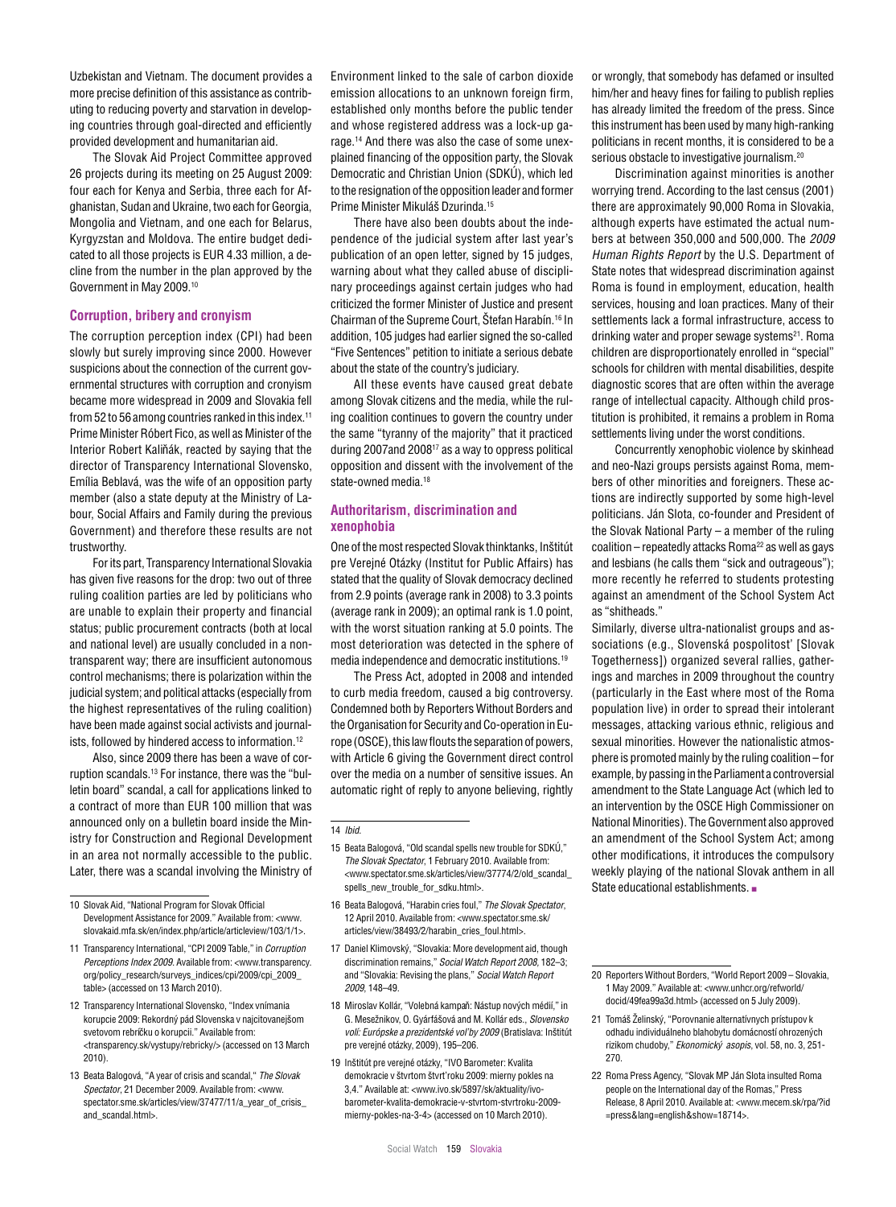Uzbekistan and Vietnam. The document provides a more precise definition of this assistance as contributing to reducing poverty and starvation in developing countries through goal-directed and efficiently provided development and humanitarian aid.

The Slovak Aid Project Committee approved 26 projects during its meeting on 25 August 2009: four each for Kenya and Serbia, three each for Afghanistan, Sudan and Ukraine, two each for Georgia, Mongolia and Vietnam, and one each for Belarus, Kyrgyzstan and Moldova. The entire budget dedicated to all those projects is EUR 4.33 million, a decline from the number in the plan approved by the Government in May 2009.[10]

## Corruption, bribery and cronyism

The corruption perception index (CPI) had been slowly but surely improving since 2000. However suspicions about the connection of the current governmental structures with corruption and cronyism became more widespread in 2009 and Slovakia fell from 52 to 56 among countries ranked in this index.[11] Prime Minister Róbert Fico, as well as Minister of the Interior Robert Kaliňák, reacted by saying that the director of Transparency International Slovensko, Emília Beblavá, was the wife of an opposition party member (also a state deputy at the Ministry of Labour, Social Affairs and Family during the previous Government) and therefore these results are not trustworthy.

For its part, Transparency International Slovakia has given five reasons for the drop: two out of three ruling coalition parties are led by politicians who are unable to explain their property and financial status; public procurement contracts (both at local and national level) are usually concluded in a non-transparent way; there are insufficient autonomous control mechanisms; there is polarization within the judicial system; and political attacks (especially from the highest representatives of the ruling coalition) have been made against social activists and journalists, followed by hindered access to information.[12]

Also, since 2009 there has been a wave of corruption scandals.[13] For instance, there was the "bulletin board" scandal, a call for applications linked to a contract of more than EUR 100 million that was announced only on a bulletin board inside the Ministry for Construction and Regional Development in an area not normally accessible to the public. Later, there was a scandal involving the Ministry of Environment linked to the sale of carbon dioxide emission allocations to an unknown foreign firm, established only months before the public tender and whose registered address was a lock-up garage.[14] And there was also the case of some unexplained financing of the opposition party, the Slovak Democratic and Christian Union (SDKÚ), which led to the resignation of the opposition leader and former Prime Minister Mikuláš Dzurinda.[15]

There have also been doubts about the independence of the judicial system after last year's publication of an open letter, signed by 15 judges, warning about what they called abuse of disciplinary proceedings against certain judges who had criticized the former Minister of Justice and present Chairman of the Supreme Court, Štefan Harabín.[16] In addition, 105 judges had earlier signed the so-called "Five Sentences" petition to initiate a serious debate about the state of the country's judiciary.

All these events have caused great debate among Slovak citizens and the media, while the ruling coalition continues to govern the country under the same "tyranny of the majority" that it practiced during 2007and 2008[17] as a way to oppress political opposition and dissent with the involvement of the state-owned media.[18]

## Authoritarism, discrimination and xenophobia

One of the most respected Slovak thinktanks, Inštitút pre Verejné Otázky (Institut for Public Affairs) has stated that the quality of Slovak democracy declined from 2.9 points (average rank in 2008) to 3.3 points (average rank in 2009); an optimal rank is 1.0 point, with the worst situation ranking at 5.0 points. The most deterioration was detected in the sphere of media independence and democratic institutions.[19]

The Press Act, adopted in 2008 and intended to curb media freedom, caused a big controversy. Condemned both by Reporters Without Borders and the Organisation for Security and Co-operation in Europe (OSCE), this law flouts the separation of powers, with Article 6 giving the Government direct control over the media on a number of sensitive issues. An automatic right of reply to anyone believing, rightly or wrongly, that somebody has defamed or insulted him/her and heavy fines for failing to publish replies has already limited the freedom of the press. Since this instrument has been used by many high-ranking politicians in recent months, it is considered to be a serious obstacle to investigative journalism.[20]

Discrimination against minorities is another worrying trend. According to the last census (2001) there are approximately 90,000 Roma in Slovakia, although experts have estimated the actual numbers at between 350,000 and 500,000. The *2009 Human Rights Report* by the U.S. Department of State notes that widespread discrimination against Roma is found in employment, education, health services, housing and loan practices. Many of their settlements lack a formal infrastructure, access to drinking water and proper sewage systems[21]. Roma children are disproportionately enrolled in "special" schools for children with mental disabilities, despite diagnostic scores that are often within the average range of intellectual capacity. Although child prostitution is prohibited, it remains a problem in Roma settlements living under the worst conditions.

Concurrently xenophobic violence by skinhead and neo-Nazi groups persists against Roma, members of other minorities and foreigners. These actions are indirectly supported by some high-level politicians. Ján Slota, co-founder and President of the Slovak National Party – a member of the ruling coalition – repeatedly attacks Roma[22] as well as gays and lesbians (he calls them "sick and outrageous"); more recently he referred to students protesting against an amendment of the School System Act as "shitheads."

Similarly, diverse ultra-nationalist groups and associations (e.g., Slovenská pospolitosť [Slovak Togetherness]) organized several rallies, gatherings and marches in 2009 throughout the country (particularly in the East where most of the Roma population live) in order to spread their intolerant messages, attacking various ethnic, religious and sexual minorities. However the nationalistic atmosphere is promoted mainly by the ruling coalition – for example, by passing in the Parliament a controversial amendment to the State Language Act (which led to an intervention by the OSCE High Commissioner on National Minorities). The Government also approved an amendment of the School System Act; among other modifications, it introduces the compulsory weekly playing of the national Slovak anthem in all State educational establishments. ■

---

10 Slovak Aid, "National Program for Slovak Official Development Assistance for 2009." Available from: <www.slovakaid.mfa.sk/en/index.php/article/articleview/103/1/1>.

11 Transparency International, "CPI 2009 Table," in *Corruption Perceptions Index 2009*. Available from: <www.transparency.org/policy_research/surveys_indices/cpi/2009/cpi_2009_table> (accessed on 13 March 2010).

12 Transparency International Slovensko, "Index vnímania korupcie 2009: Rekordný pád Slovenska v najcitovanejšom svetovom rebríčku o korupcii." Available from: <transparency.sk/vystupy/rebricky/> (accessed on 13 March 2010).

13 Beata Balogová, "A year of crisis and scandal," *The Slovak Spectator*, 21 December 2009. Available from: <www.spectator.sme.sk/articles/view/37477/11/a_year_of_crisis_and_scandal.html>.

14 *Ibid.*

15 Beata Balogová, "Old scandal spells new trouble for SDKÚ," *The Slovak Spectator*, 1 February 2010. Available from: <www.spectator.sme.sk/articles/view/37774/2/old_scandal_spells_new_trouble_for_sdku.html>.

16 Beata Balogová, "Harabin cries foul," *The Slovak Spectator*, 12 April 2010. Available from: <www.spectator.sme.sk/articles/view/38493/2/harabin_cries_foul.html>.

17 Daniel Klimovský, "Slovakia: More development aid, though discrimination remains," *Social Watch Report 2008*, 182–3; and "Slovakia: Revising the plans," *Social Watch Report 2009*, 148–49.

18 Miroslav Kollár, "Volebná kampaň: Nástup nových médií," in G. Mesežnikov, O. Gyárfášová and M. Kollár eds., *Slovensko volí: Európske a prezidentské voľby 2009* (Bratislava: Inštitút pre verejné otázky, 2009), 195–206.

19 Inštitút pre verejné otázky, "IVO Barometer: Kvalita demokracie v štvrtom štvrťroku 2009: mierny pokles na 3,4." Available at: <www.ivo.sk/5897/sk/aktuality/ivo-barometer-kvalita-demokracie-v-stvrtom-stvrtroku-2009-mierny-pokles-na-3-4> (accessed on 10 March 2010).

20 Reporters Without Borders, "World Report 2009 – Slovakia, 1 May 2009." Available at: <www.unhcr.org/refworld/docid/49fea99a3d.html> (accessed on 5 July 2009).

21 Tomáš Želinský, "Porovnanie alternatívnych prístupov k odhadu individuálneho blahobytu domácností ohrozených rizikom chudoby," *Ekonomický asopis*, vol. 58, no. 3, 251-270.

22 Roma Press Agency, "Slovak MP Ján Slota insulted Roma people on the International day of the Romas," Press Release, 8 April 2010. Available at: <www.mecem.sk/rpa/?id=press&lang=english&show=18714>.